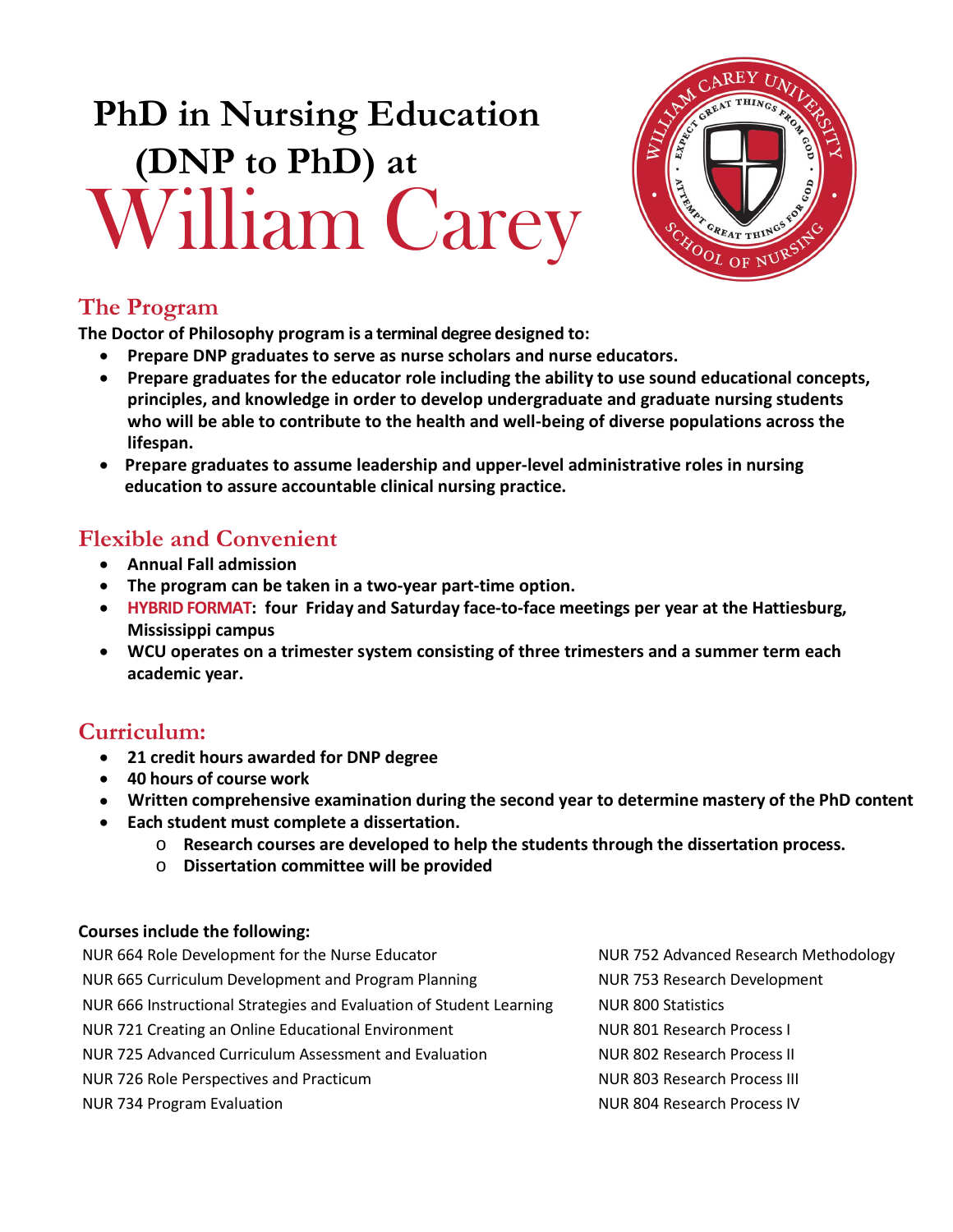# PhD in Nursing Education (DNP to PhD) at William Carey

## The Program

**The Doctor of Philosophy program is a terminal degree designed to:**

- **Prepare DNP graduates to serve as nurse scholars and nurse educators.**
- **Prepare graduates for the educator role including the ability to use sound educational concepts, principles, and knowledge in order to develop undergraduate and graduate nursing students who will be able to contribute to the health and well-being of diverse populations across the lifespan.**
- **Prepare graduates to assume leadership and upper-level administrative roles in nursing education to assure accountable clinical nursing practice.**

## Flexible and Convenient

- **Annual Fall admission**
- **The program can be taken in a two-year part-time option.**
- **HYBRID FORMAT: four Friday and Saturday face-to-face meetings per year at the Hattiesburg, Mississippi campus**
- **WCU operates on a trimester system consisting of three trimesters and a summer term each academic year.**

## Curriculum:

- **21 credit hours awarded for DNP degree**
- **40 hours of course work**
- **Written comprehensive examination during the second year to determine mastery of the PhD content**
- **Each student must complete a dissertation.**
  - **Research courses are developed to help the students through the dissertation process.**
  - **Dissertation committee will be provided**

**Courses include the following:**

NUR 664 Role Development for the Nurse Educator
NUR 665 Curriculum Development and Program Planning
NUR 666 Instructional Strategies and Evaluation of Student Learning
NUR 721 Creating an Online Educational Environment
NUR 725 Advanced Curriculum Assessment and Evaluation
NUR 726 Role Perspectives and Practicum
NUR 734 Program Evaluation
NUR 752 Advanced Research Methodology
NUR 753 Research Development
NUR 800 Statistics
NUR 801 Research Process I
NUR 802 Research Process II
NUR 803 Research Process III
NUR 804 Research Process IV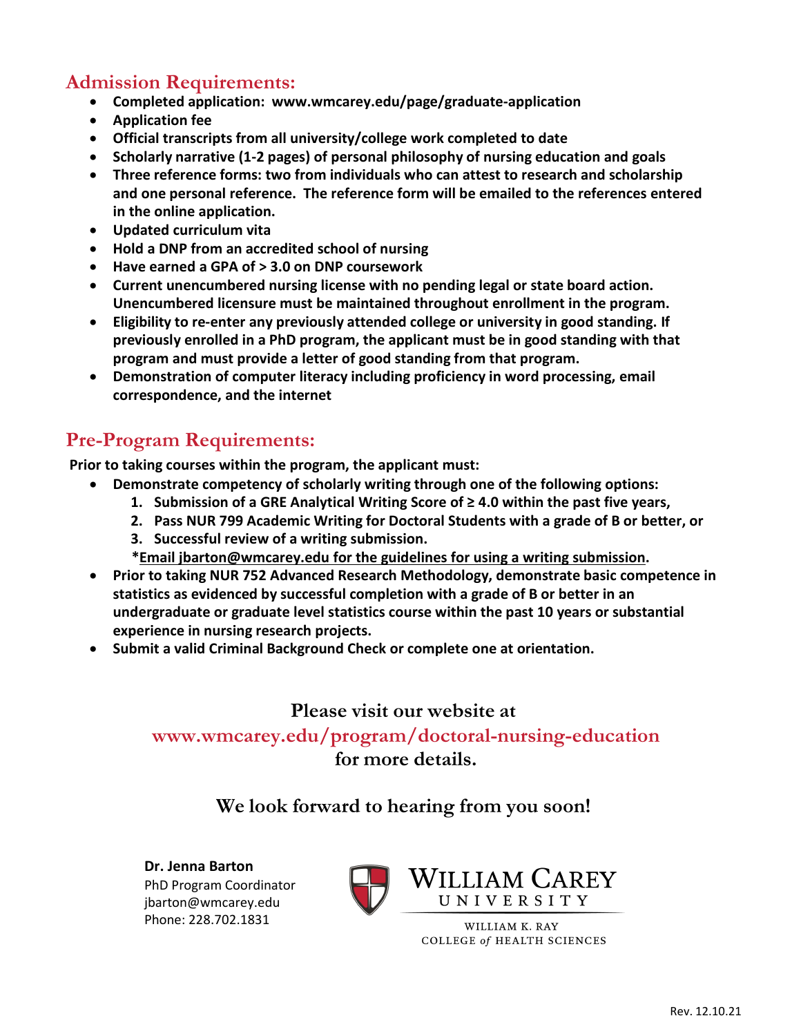## Admission Requirements:

- **Completed application: www.wmcarey.edu/page/graduate-application**
- **Application fee**
- **Official transcripts from all university/college work completed to date**
- **Scholarly narrative (1-2 pages) of personal philosophy of nursing education and goals**
- **Three reference forms: two from individuals who can attest to research and scholarship and one personal reference. The reference form will be emailed to the references entered in the online application.**
- **Updated curriculum vita**
- **Hold a DNP from an accredited school of nursing**
- **Have earned a GPA of > 3.0 on DNP coursework**
- **Current unencumbered nursing license with no pending legal or state board action. Unencumbered licensure must be maintained throughout enrollment in the program.**
- **Eligibility to re-enter any previously attended college or university in good standing. If previously enrolled in a PhD program, the applicant must be in good standing with that program and must provide a letter of good standing from that program.**
- **Demonstration of computer literacy including proficiency in word processing, email correspondence, and the internet**

## Pre-Program Requirements:

**Prior to taking courses within the program, the applicant must:**

- **Demonstrate competency of scholarly writing through one of the following options:**
  1. **Submission of a GRE Analytical Writing Score of ≥ 4.0 within the past five years,**
  2. **Pass NUR 799 Academic Writing for Doctoral Students with a grade of B or better, or**
  3. **Successful review of a writing submission.**

  **\*Email jbarton@wmcarey.edu for the guidelines for using a writing submission.**
- **Prior to taking NUR 752 Advanced Research Methodology, demonstrate basic competence in statistics as evidenced by successful completion with a grade of B or better in an undergraduate or graduate level statistics course within the past 10 years or substantial experience in nursing research projects.**
- **Submit a valid Criminal Background Check or complete one at orientation.**

**Please visit our website at**
**www.wmcarey.edu/program/doctoral-nursing-education**
**for more details.**

**We look forward to hearing from you soon!**

**Dr. Jenna Barton**
PhD Program Coordinator
jbarton@wmcarey.edu
Phone: 228.702.1831

WILLIAM CAREY UNIVERSITY
WILLIAM K. RAY
COLLEGE *of* HEALTH SCIENCES

Rev. 12.10.21